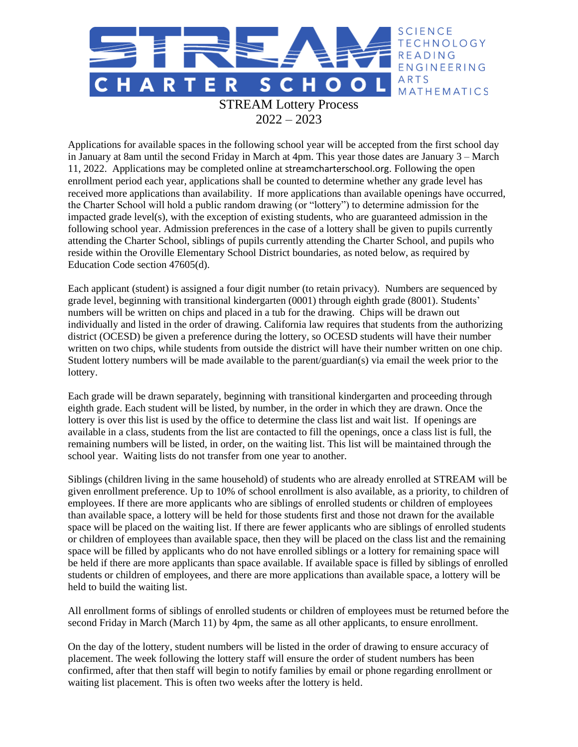# STREAM CHARTER SCHOOL

SCIENCE
TECHNOLOGY
READING
ENGINEERING
ARTS
MATHEMATICS

## STREAM Lottery Process
## 2022 – 2023

Applications for available spaces in the following school year will be accepted from the first school day in January at 8am until the second Friday in March at 4pm. This year those dates are January 3 – March 11, 2022. Applications may be completed online at streamcharterschool.org. Following the open enrollment period each year, applications shall be counted to determine whether any grade level has received more applications than availability. If more applications than available openings have occurred, the Charter School will hold a public random drawing (or "lottery") to determine admission for the impacted grade level(s), with the exception of existing students, who are guaranteed admission in the following school year. Admission preferences in the case of a lottery shall be given to pupils currently attending the Charter School, siblings of pupils currently attending the Charter School, and pupils who reside within the Oroville Elementary School District boundaries, as noted below, as required by Education Code section 47605(d).

Each applicant (student) is assigned a four digit number (to retain privacy). Numbers are sequenced by grade level, beginning with transitional kindergarten (0001) through eighth grade (8001). Students' numbers will be written on chips and placed in a tub for the drawing. Chips will be drawn out individually and listed in the order of drawing. California law requires that students from the authorizing district (OCESD) be given a preference during the lottery, so OCESD students will have their number written on two chips, while students from outside the district will have their number written on one chip. Student lottery numbers will be made available to the parent/guardian(s) via email the week prior to the lottery.

Each grade will be drawn separately, beginning with transitional kindergarten and proceeding through eighth grade. Each student will be listed, by number, in the order in which they are drawn. Once the lottery is over this list is used by the office to determine the class list and wait list. If openings are available in a class, students from the list are contacted to fill the openings, once a class list is full, the remaining numbers will be listed, in order, on the waiting list. This list will be maintained through the school year. Waiting lists do not transfer from one year to another.

Siblings (children living in the same household) of students who are already enrolled at STREAM will be given enrollment preference. Up to 10% of school enrollment is also available, as a priority, to children of employees. If there are more applicants who are siblings of enrolled students or children of employees than available space, a lottery will be held for those students first and those not drawn for the available space will be placed on the waiting list. If there are fewer applicants who are siblings of enrolled students or children of employees than available space, then they will be placed on the class list and the remaining space will be filled by applicants who do not have enrolled siblings or a lottery for remaining space will be held if there are more applicants than space available. If available space is filled by siblings of enrolled students or children of employees, and there are more applications than available space, a lottery will be held to build the waiting list.

All enrollment forms of siblings of enrolled students or children of employees must be returned before the second Friday in March (March 11) by 4pm, the same as all other applicants, to ensure enrollment.

On the day of the lottery, student numbers will be listed in the order of drawing to ensure accuracy of placement. The week following the lottery staff will ensure the order of student numbers has been confirmed, after that then staff will begin to notify families by email or phone regarding enrollment or waiting list placement. This is often two weeks after the lottery is held.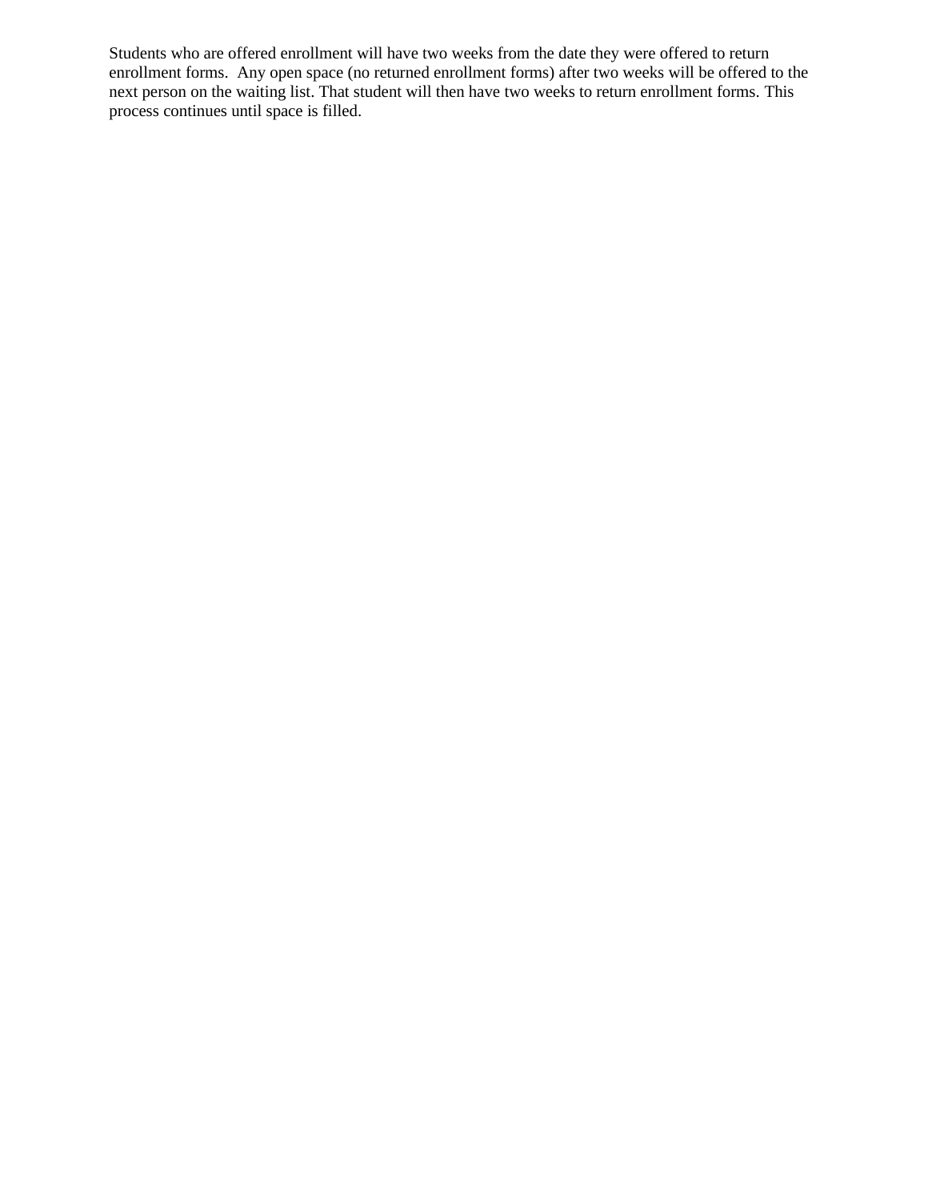Students who are offered enrollment will have two weeks from the date they were offered to return enrollment forms. Any open space (no returned enrollment forms) after two weeks will be offered to the next person on the waiting list. That student will then have two weeks to return enrollment forms. This process continues until space is filled.